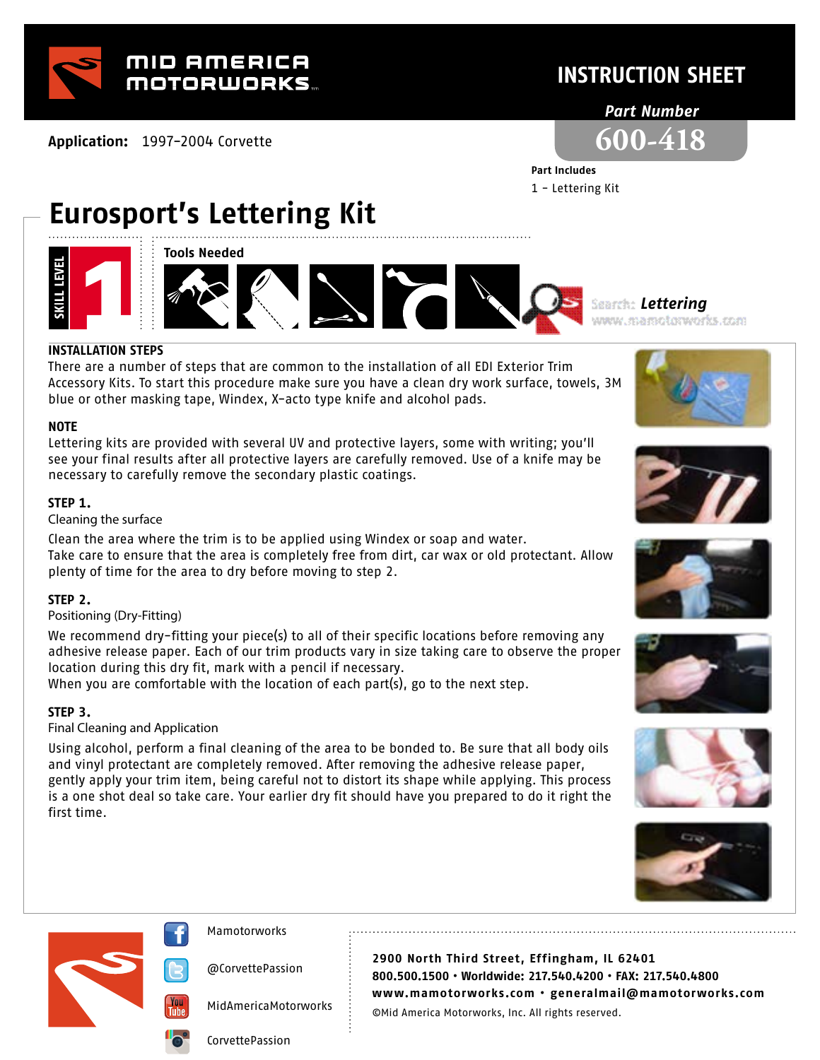MID AMERICA MOTORWORKS

# INSTRUCTION SHEET

**Application:** 1997-2004 Corvette

*Part Number*

**600-418**

**Part Includes**

1 – Lettering Kit

# Eurosport's Lettering Kit

SKILL LEVEL 1

**Tools Needed**

Search: *Lettering*
www.mamotorworks.com

## INSTALLATION STEPS

There are a number of steps that are common to the installation of all EDI Exterior Trim Accessory Kits. To start this procedure make sure you have a clean dry work surface, towels, 3M blue or other masking tape, Windex, X-acto type knife and alcohol pads.

### NOTE

Lettering kits are provided with several UV and protective layers, some with writing; you'll see your final results after all protective layers are carefully removed. Use of a knife may be necessary to carefully remove the secondary plastic coatings.

### STEP 1.

Cleaning the surface

Clean the area where the trim is to be applied using Windex or soap and water.
Take care to ensure that the area is completely free from dirt, car wax or old protectant. Allow plenty of time for the area to dry before moving to step 2.

### STEP 2.

Positioning (Dry-Fitting)

We recommend dry-fitting your piece(s) to all of their specific locations before removing any adhesive release paper. Each of our trim products vary in size taking care to observe the proper location during this dry fit, mark with a pencil if necessary.
When you are comfortable with the location of each part(s), go to the next step.

### STEP 3.

Final Cleaning and Application

Using alcohol, perform a final cleaning of the area to be bonded to. Be sure that all body oils and vinyl protectant are completely removed. After removing the adhesive release paper, gently apply your trim item, being careful not to distort its shape while applying. This process is a one shot deal so take care. Your earlier dry fit should have you prepared to do it right the first time.

Mamotorworks
@CorvettePassion
MidAmericaMotorworks
CorvettePassion

**2900 North Third Street, Effingham, IL 62401**
**800.500.1500 • Worldwide: 217.540.4200 • FAX: 217.540.4800**
**www.mamotorworks.com • generalmail@mamotorworks.com**
©Mid America Motorworks, Inc. All rights reserved.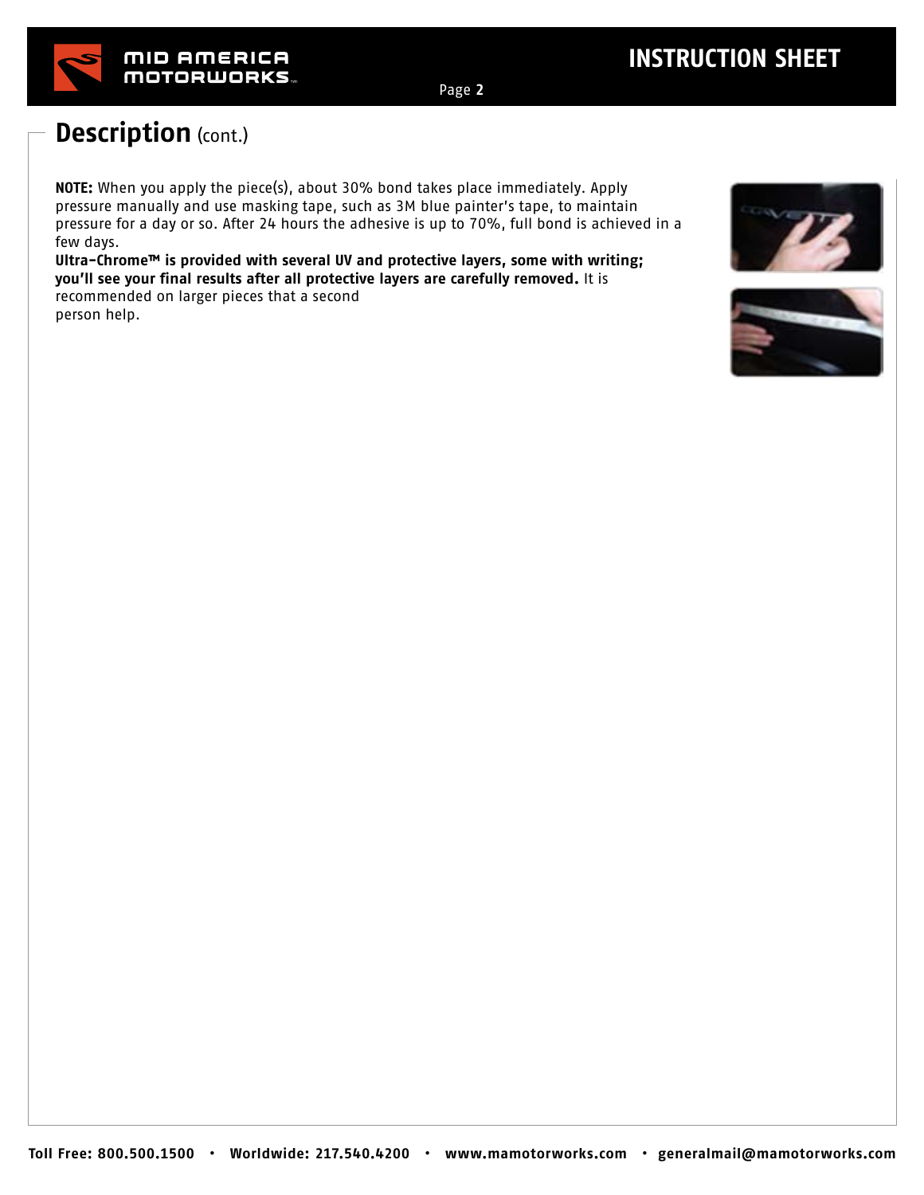## Description (cont.)

**NOTE:** When you apply the piece(s), about 30% bond takes place immediately. Apply pressure manually and use masking tape, such as 3M blue painter's tape, to maintain pressure for a day or so. After 24 hours the adhesive is up to 70%, full bond is achieved in a few days.

**Ultra-Chrome™ is provided with several UV and protective layers, some with writing; you'll see your final results after all protective layers are carefully removed.** It is recommended on larger pieces that a second person help.